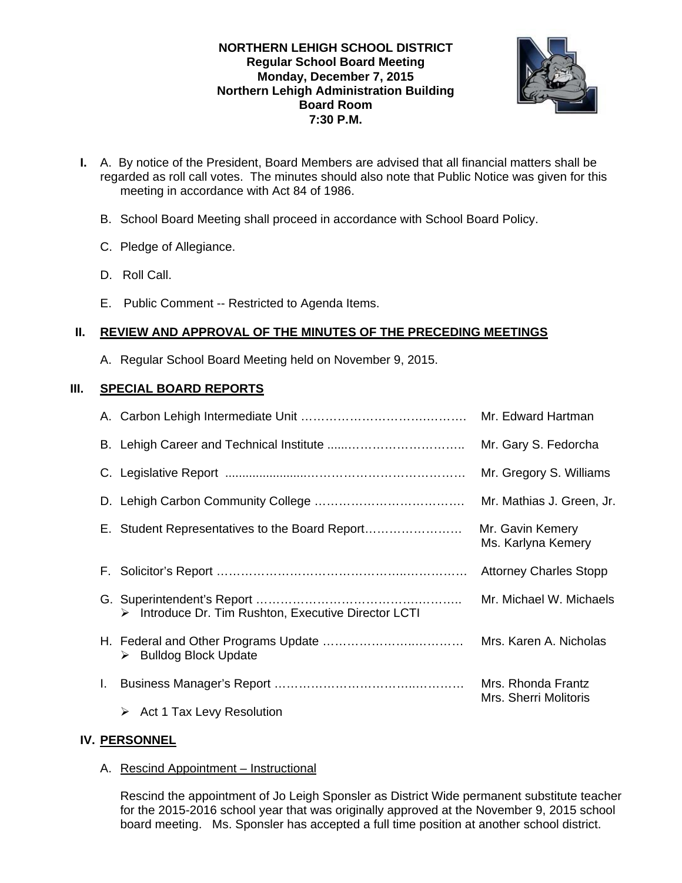**NORTHERN LEHIGH SCHOOL DISTRICT**
**Regular School Board Meeting**
**Monday, December 7, 2015**
**Northern Lehigh Administration Building**
**Board Room**
**7:30 P.M.**

**I.** A. By notice of the President, Board Members are advised that all financial matters shall be regarded as roll call votes. The minutes should also note that Public Notice was given for this meeting in accordance with Act 84 of 1986.

B. School Board Meeting shall proceed in accordance with School Board Policy.

C. Pledge of Allegiance.

D. Roll Call.

E. Public Comment -- Restricted to Agenda Items.

## II. REVIEW AND APPROVAL OF THE MINUTES OF THE PRECEDING MEETINGS

A. Regular School Board Meeting held on November 9, 2015.

## III. SPECIAL BOARD REPORTS

A. Carbon Lehigh Intermediate Unit …………………………………… Mr. Edward Hartman

B. Lehigh Career and Technical Institute ………………………………. Mr. Gary S. Fedorcha

C. Legislative Report ……………………………………………………. Mr. Gregory S. Williams

D. Lehigh Carbon Community College ………………………………. Mr. Mathias J. Green, Jr.

E. Student Representatives to the Board Report…………………… Mr. Gavin Kemery
Ms. Karlyna Kemery

F. Solicitor's Report ……………………………………………………… Attorney Charles Stopp

G. Superintendent's Report …………………………………………….. Mr. Michael W. Michaels
- Introduce Dr. Tim Rushton, Executive Director LCTI

H. Federal and Other Programs Update ……………………………… Mrs. Karen A. Nicholas
- Bulldog Block Update

I. Business Manager's Report ………………………………………… Mrs. Rhonda Frantz
Mrs. Sherri Molitoris
- Act 1 Tax Levy Resolution

## IV. PERSONNEL

A. Rescind Appointment – Instructional

Rescind the appointment of Jo Leigh Sponsler as District Wide permanent substitute teacher for the 2015-2016 school year that was originally approved at the November 9, 2015 school board meeting. Ms. Sponsler has accepted a full time position at another school district.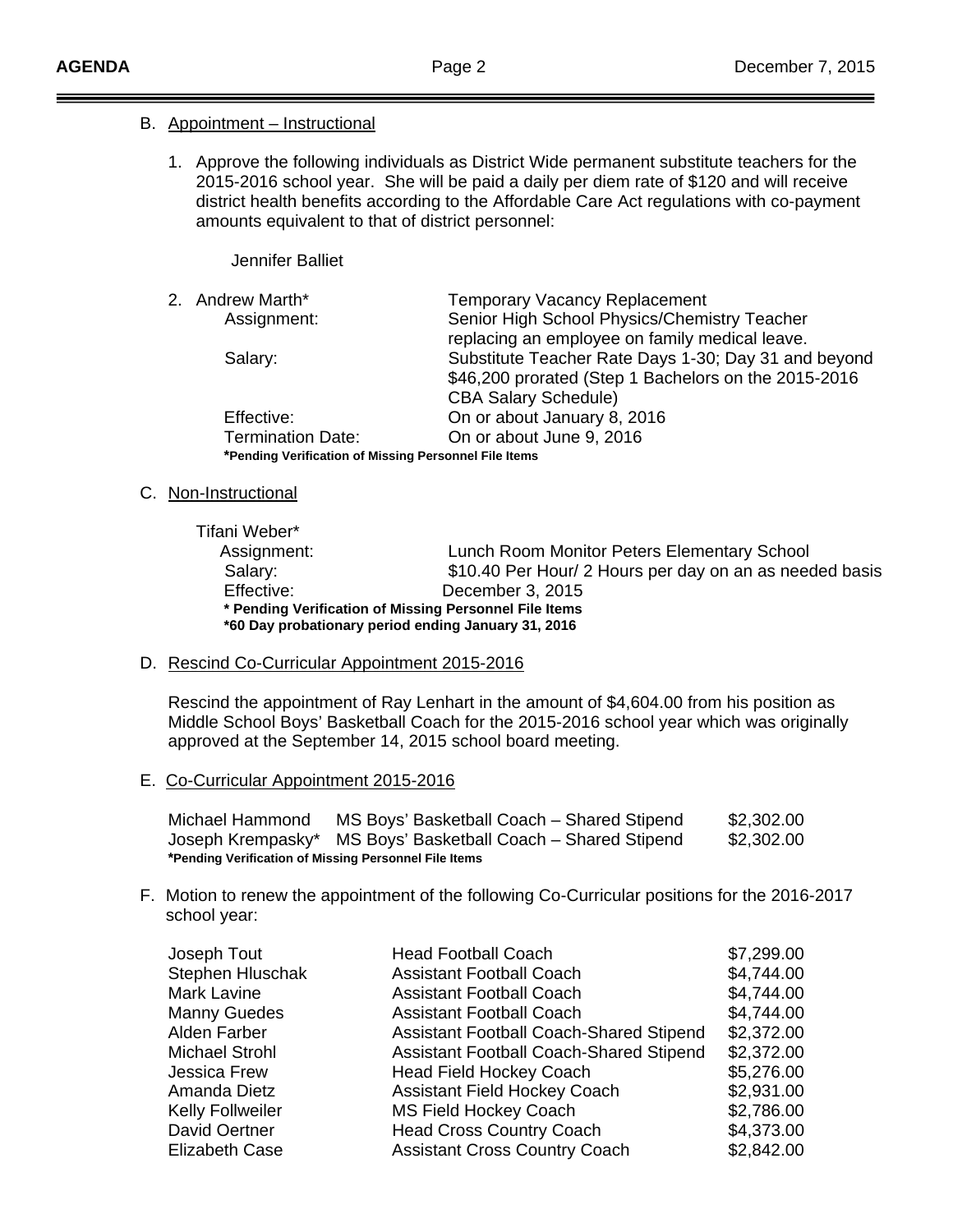B. Appointment – Instructional

1. Approve the following individuals as District Wide permanent substitute teachers for the 2015-2016 school year. She will be paid a daily per diem rate of $120 and will receive district health benefits according to the Affordable Care Act regulations with co-payment amounts equivalent to that of district personnel:

   Jennifer Balliet

2. Andrew Marth* — Temporary Vacancy Replacement
   - Assignment: Senior High School Physics/Chemistry Teacher replacing an employee on family medical leave.
   - Salary: Substitute Teacher Rate Days 1-30; Day 31 and beyond $46,200 prorated (Step 1 Bachelors on the 2015-2016 CBA Salary Schedule)
   - Effective: On or about January 8, 2016
   - Termination Date: On or about June 9, 2016

   **\*Pending Verification of Missing Personnel File Items**

C. Non-Instructional

Tifani Weber*
- Assignment: Lunch Room Monitor Peters Elementary School
- Salary: $10.40 Per Hour/ 2 Hours per day on an as needed basis
- Effective: December 3, 2015

**\* Pending Verification of Missing Personnel File Items**
**\*60 Day probationary period ending January 31, 2016**

D. Rescind Co-Curricular Appointment 2015-2016

Rescind the appointment of Ray Lenhart in the amount of $4,604.00 from his position as Middle School Boys' Basketball Coach for the 2015-2016 school year which was originally approved at the September 14, 2015 school board meeting.

E. Co-Curricular Appointment 2015-2016

| | | |
|---|---|---|
| Michael Hammond | MS Boys' Basketball Coach – Shared Stipend | $2,302.00 |
| Joseph Krempasky* | MS Boys' Basketball Coach – Shared Stipend | $2,302.00 |

**\*Pending Verification of Missing Personnel File Items**

F. Motion to renew the appointment of the following Co-Curricular positions for the 2016-2017 school year:

| | | |
|---|---|---|
| Joseph Tout | Head Football Coach | $7,299.00 |
| Stephen Hluschak | Assistant Football Coach | $4,744.00 |
| Mark Lavine | Assistant Football Coach | $4,744.00 |
| Manny Guedes | Assistant Football Coach | $4,744.00 |
| Alden Farber | Assistant Football Coach-Shared Stipend | $2,372.00 |
| Michael Strohl | Assistant Football Coach-Shared Stipend | $2,372.00 |
| Jessica Frew | Head Field Hockey Coach | $5,276.00 |
| Amanda Dietz | Assistant Field Hockey Coach | $2,931.00 |
| Kelly Follweiler | MS Field Hockey Coach | $2,786.00 |
| David Oertner | Head Cross Country Coach | $4,373.00 |
| Elizabeth Case | Assistant Cross Country Coach | $2,842.00 |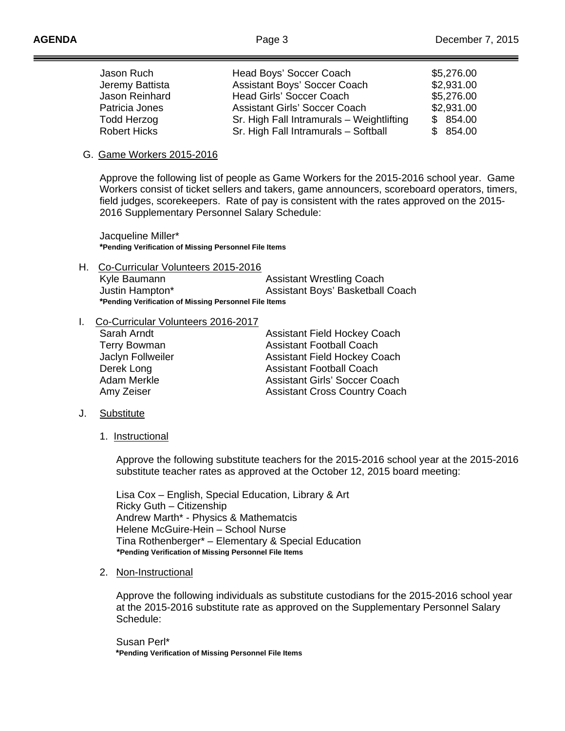| | | |
|---|---|---|
| Jason Ruch | Head Boys' Soccer Coach | $5,276.00 |
| Jeremy Battista | Assistant Boys' Soccer Coach | $2,931.00 |
| Jason Reinhard | Head Girls' Soccer Coach | $5,276.00 |
| Patricia Jones | Assistant Girls' Soccer Coach | $2,931.00 |
| Todd Herzog | Sr. High Fall Intramurals – Weightlifting | $ 854.00 |
| Robert Hicks | Sr. High Fall Intramurals – Softball | $ 854.00 |

G. Game Workers 2015-2016

Approve the following list of people as Game Workers for the 2015-2016 school year. Game Workers consist of ticket sellers and takers, game announcers, scoreboard operators, timers, field judges, scorekeepers. Rate of pay is consistent with the rates approved on the 2015-2016 Supplementary Personnel Salary Schedule:

Jacqueline Miller*
**\*Pending Verification of Missing Personnel File Items**

H. Co-Curricular Volunteers 2015-2016

| | |
|---|---|
| Kyle Baumann | Assistant Wrestling Coach |
| Justin Hampton* | Assistant Boys' Basketball Coach |

**\*Pending Verification of Missing Personnel File Items**

I. Co-Curricular Volunteers 2016-2017

| | |
|---|---|
| Sarah Arndt | Assistant Field Hockey Coach |
| Terry Bowman | Assistant Football Coach |
| Jaclyn Follweiler | Assistant Field Hockey Coach |
| Derek Long | Assistant Football Coach |
| Adam Merkle | Assistant Girls' Soccer Coach |
| Amy Zeiser | Assistant Cross Country Coach |

J. Substitute

1. Instructional

Approve the following substitute teachers for the 2015-2016 school year at the 2015-2016 substitute teacher rates as approved at the October 12, 2015 board meeting:

Lisa Cox – English, Special Education, Library & Art
Ricky Guth – Citizenship
Andrew Marth* - Physics & Mathematcis
Helene McGuire-Hein – School Nurse
Tina Rothenberger* – Elementary & Special Education
**\*Pending Verification of Missing Personnel File Items**

2. Non-Instructional

Approve the following individuals as substitute custodians for the 2015-2016 school year at the 2015-2016 substitute rate as approved on the Supplementary Personnel Salary Schedule:

Susan Perl*
**\*Pending Verification of Missing Personnel File Items**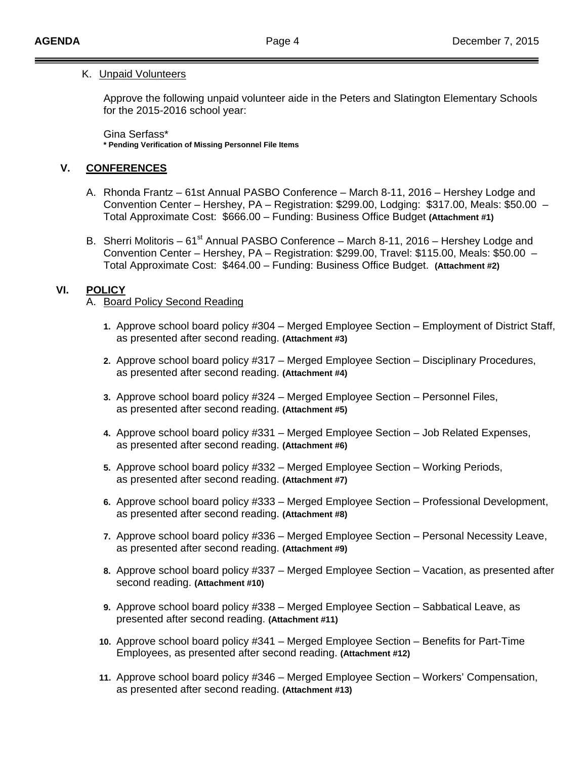K. Unpaid Volunteers

Approve the following unpaid volunteer aide in the Peters and Slatington Elementary Schools for the 2015-2016 school year:

Gina Serfass*
**\* Pending Verification of Missing Personnel File Items**

## V. CONFERENCES

A. Rhonda Frantz – 61st Annual PASBO Conference – March 8-11, 2016 – Hershey Lodge and Convention Center – Hershey, PA – Registration: $299.00, Lodging: $317.00, Meals: $50.00 – Total Approximate Cost: $666.00 – Funding: Business Office Budget **(Attachment #1)**

B. Sherri Molitoris – 61st Annual PASBO Conference – March 8-11, 2016 – Hershey Lodge and Convention Center – Hershey, PA – Registration: $299.00, Travel: $115.00, Meals: $50.00 – Total Approximate Cost: $464.00 – Funding: Business Office Budget. **(Attachment #2)**

## VI. POLICY

A. Board Policy Second Reading

1. Approve school board policy #304 – Merged Employee Section – Employment of District Staff, as presented after second reading. **(Attachment #3)**
2. Approve school board policy #317 – Merged Employee Section – Disciplinary Procedures, as presented after second reading. **(Attachment #4)**
3. Approve school board policy #324 – Merged Employee Section – Personnel Files, as presented after second reading. **(Attachment #5)**
4. Approve school board policy #331 – Merged Employee Section – Job Related Expenses, as presented after second reading. **(Attachment #6)**
5. Approve school board policy #332 – Merged Employee Section – Working Periods, as presented after second reading. **(Attachment #7)**
6. Approve school board policy #333 – Merged Employee Section – Professional Development, as presented after second reading. **(Attachment #8)**
7. Approve school board policy #336 – Merged Employee Section – Personal Necessity Leave, as presented after second reading. **(Attachment #9)**
8. Approve school board policy #337 – Merged Employee Section – Vacation, as presented after second reading. **(Attachment #10)**
9. Approve school board policy #338 – Merged Employee Section – Sabbatical Leave, as presented after second reading. **(Attachment #11)**
10. Approve school board policy #341 – Merged Employee Section – Benefits for Part-Time Employees, as presented after second reading. **(Attachment #12)**
11. Approve school board policy #346 – Merged Employee Section – Workers' Compensation, as presented after second reading. **(Attachment #13)**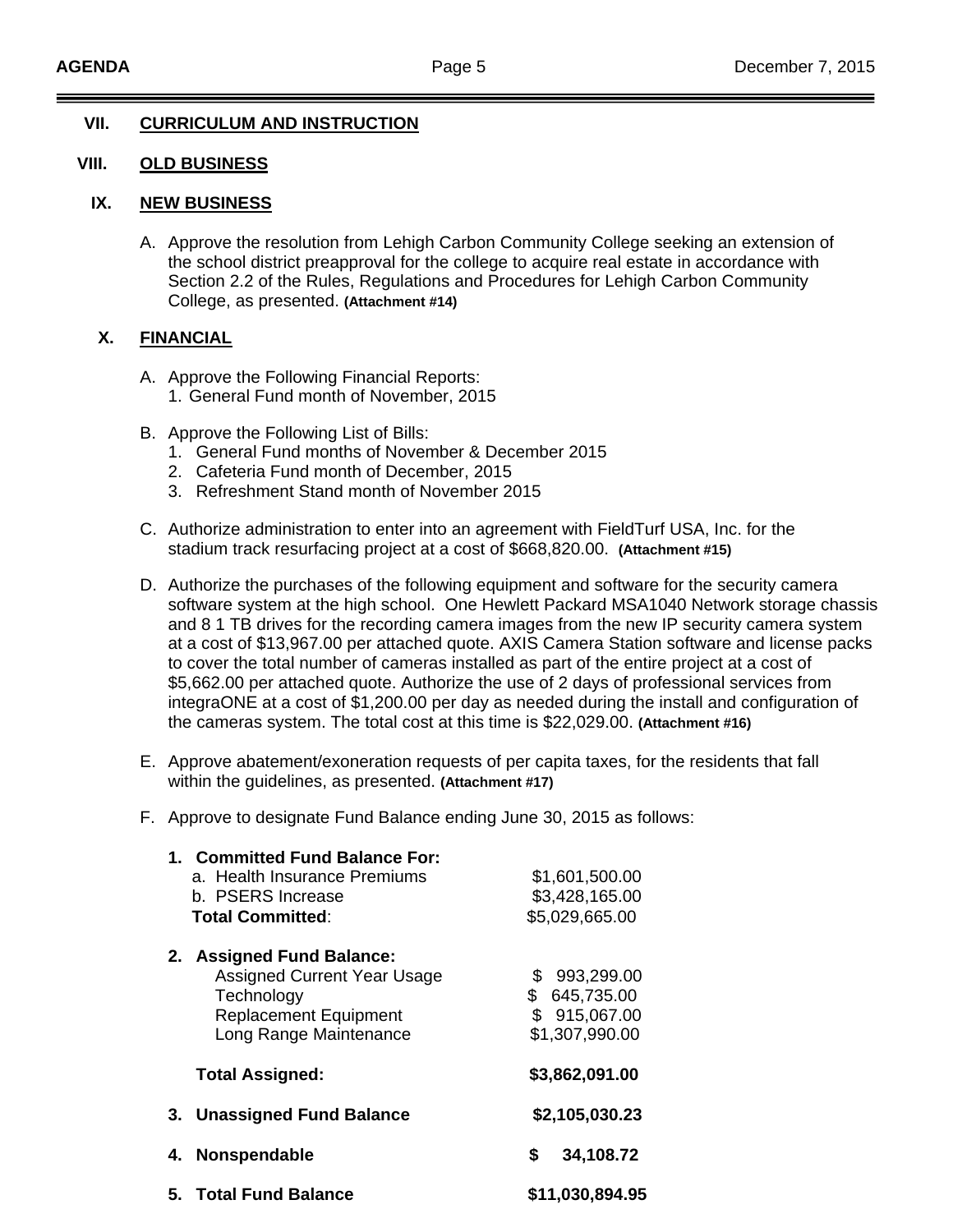## VII. CURRICULUM AND INSTRUCTION

## VIII. OLD BUSINESS

## IX. NEW BUSINESS

A. Approve the resolution from Lehigh Carbon Community College seeking an extension of the school district preapproval for the college to acquire real estate in accordance with Section 2.2 of the Rules, Regulations and Procedures for Lehigh Carbon Community College, as presented. **(Attachment #14)**

## X. FINANCIAL

A. Approve the Following Financial Reports:
   1. General Fund month of November, 2015

B. Approve the Following List of Bills:
   1. General Fund months of November & December 2015
   2. Cafeteria Fund month of December, 2015
   3. Refreshment Stand month of November 2015

C. Authorize administration to enter into an agreement with FieldTurf USA, Inc. for the stadium track resurfacing project at a cost of $668,820.00. **(Attachment #15)**

D. Authorize the purchases of the following equipment and software for the security camera software system at the high school. One Hewlett Packard MSA1040 Network storage chassis and 8 1 TB drives for the recording camera images from the new IP security camera system at a cost of $13,967.00 per attached quote. AXIS Camera Station software and license packs to cover the total number of cameras installed as part of the entire project at a cost of $5,662.00 per attached quote. Authorize the use of 2 days of professional services from integraONE at a cost of $1,200.00 per day as needed during the install and configuration of the cameras system. The total cost at this time is $22,029.00. **(Attachment #16)**

E. Approve abatement/exoneration requests of per capita taxes, for the residents that fall within the guidelines, as presented. **(Attachment #17)**

F. Approve to designate Fund Balance ending June 30, 2015 as follows:

| | |
|---|---|
| **1. Committed Fund Balance For:** | |
| a. Health Insurance Premiums | $1,601,500.00 |
| b. PSERS Increase | $3,428,165.00 |
| **Total Committed**: | $5,029,665.00 |
| **2. Assigned Fund Balance:** | |
| Assigned Current Year Usage | $ 993,299.00 |
| Technology | $ 645,735.00 |
| Replacement Equipment | $ 915,067.00 |
| Long Range Maintenance | $1,307,990.00 |
| **Total Assigned:** | **$3,862,091.00** |
| **3. Unassigned Fund Balance** | **$2,105,030.23** |
| **4. Nonspendable** | **$ 34,108.72** |
| **5. Total Fund Balance** | **$11,030,894.95** |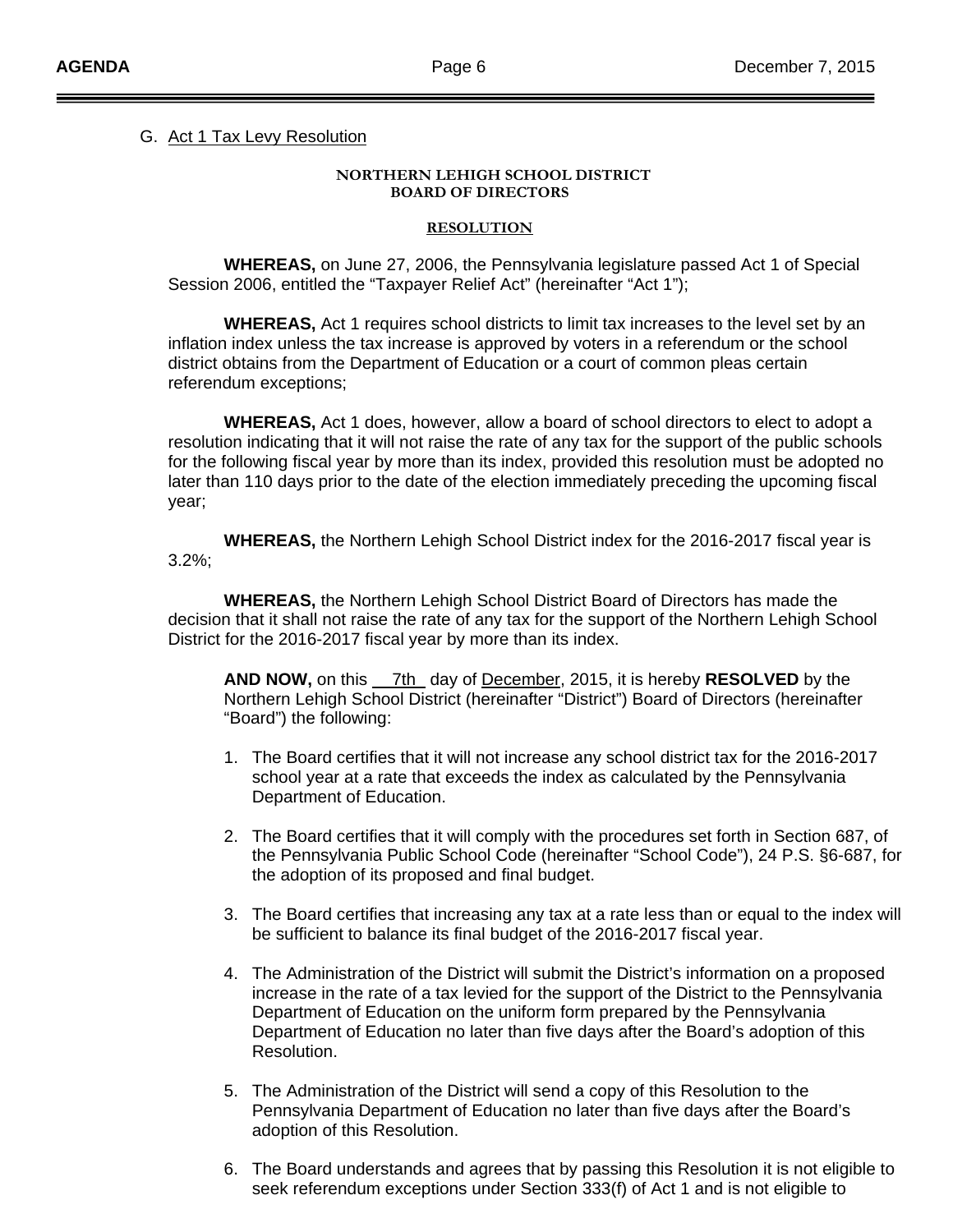G. Act 1 Tax Levy Resolution

**NORTHERN LEHIGH SCHOOL DISTRICT**
**BOARD OF DIRECTORS**

**RESOLUTION**

**WHEREAS,** on June 27, 2006, the Pennsylvania legislature passed Act 1 of Special Session 2006, entitled the "Taxpayer Relief Act" (hereinafter "Act 1");

**WHEREAS,** Act 1 requires school districts to limit tax increases to the level set by an inflation index unless the tax increase is approved by voters in a referendum or the school district obtains from the Department of Education or a court of common pleas certain referendum exceptions;

**WHEREAS,** Act 1 does, however, allow a board of school directors to elect to adopt a resolution indicating that it will not raise the rate of any tax for the support of the public schools for the following fiscal year by more than its index, provided this resolution must be adopted no later than 110 days prior to the date of the election immediately preceding the upcoming fiscal year;

**WHEREAS,** the Northern Lehigh School District index for the 2016-2017 fiscal year is 3.2%;

**WHEREAS,** the Northern Lehigh School District Board of Directors has made the decision that it shall not raise the rate of any tax for the support of the Northern Lehigh School District for the 2016-2017 fiscal year by more than its index.

**AND NOW,** on this 7th day of December, 2015, it is hereby **RESOLVED** by the Northern Lehigh School District (hereinafter "District") Board of Directors (hereinafter "Board") the following:

1. The Board certifies that it will not increase any school district tax for the 2016-2017 school year at a rate that exceeds the index as calculated by the Pennsylvania Department of Education.
2. The Board certifies that it will comply with the procedures set forth in Section 687, of the Pennsylvania Public School Code (hereinafter "School Code"), 24 P.S. §6-687, for the adoption of its proposed and final budget.
3. The Board certifies that increasing any tax at a rate less than or equal to the index will be sufficient to balance its final budget of the 2016-2017 fiscal year.
4. The Administration of the District will submit the District's information on a proposed increase in the rate of a tax levied for the support of the District to the Pennsylvania Department of Education on the uniform form prepared by the Pennsylvania Department of Education no later than five days after the Board's adoption of this Resolution.
5. The Administration of the District will send a copy of this Resolution to the Pennsylvania Department of Education no later than five days after the Board's adoption of this Resolution.
6. The Board understands and agrees that by passing this Resolution it is not eligible to seek referendum exceptions under Section 333(f) of Act 1 and is not eligible to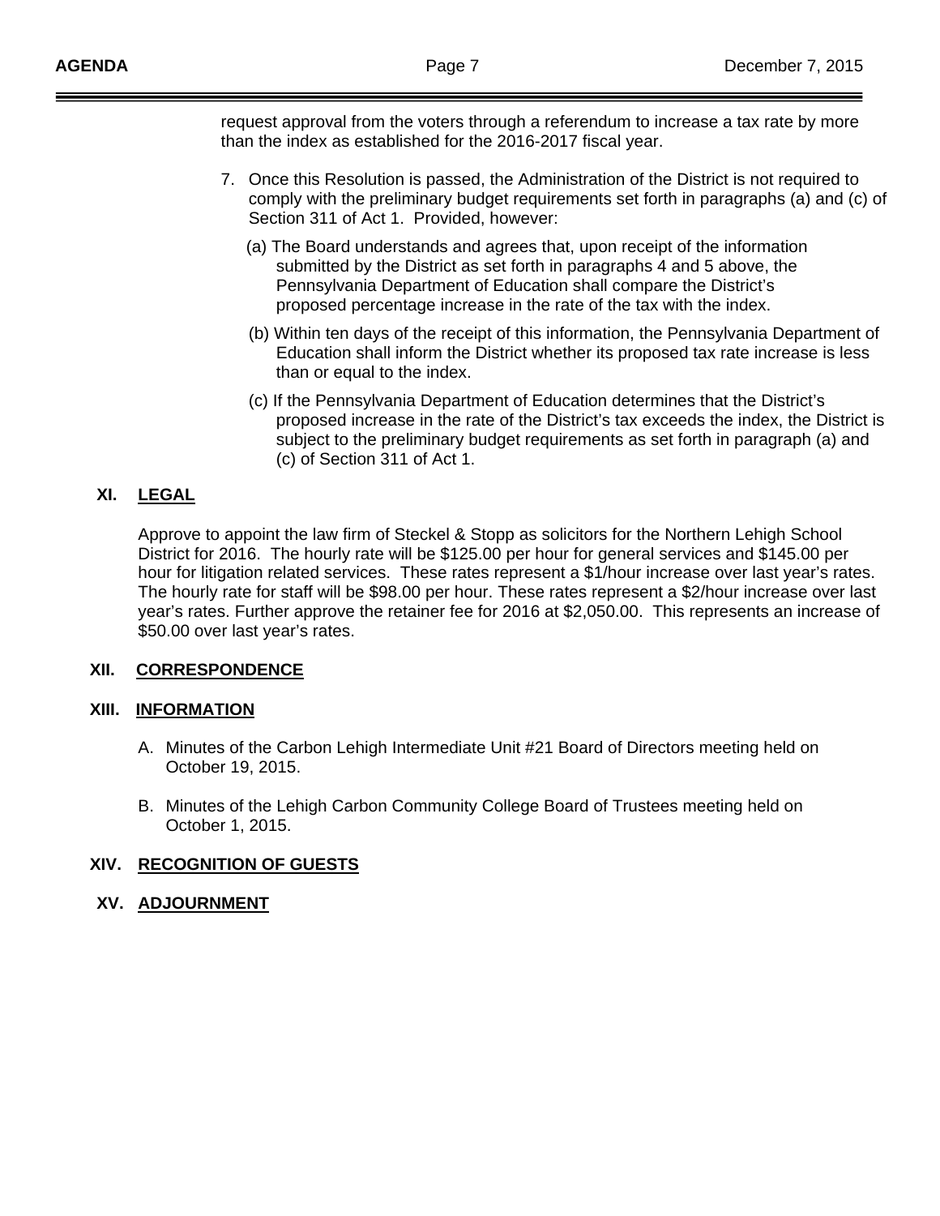request approval from the voters through a referendum to increase a tax rate by more than the index as established for the 2016-2017 fiscal year.

7. Once this Resolution is passed, the Administration of the District is not required to comply with the preliminary budget requirements set forth in paragraphs (a) and (c) of Section 311 of Act 1. Provided, however:

   (a) The Board understands and agrees that, upon receipt of the information submitted by the District as set forth in paragraphs 4 and 5 above, the Pennsylvania Department of Education shall compare the District's proposed percentage increase in the rate of the tax with the index.

   (b) Within ten days of the receipt of this information, the Pennsylvania Department of Education shall inform the District whether its proposed tax rate increase is less than or equal to the index.

   (c) If the Pennsylvania Department of Education determines that the District's proposed increase in the rate of the District's tax exceeds the index, the District is subject to the preliminary budget requirements as set forth in paragraph (a) and (c) of Section 311 of Act 1.

## XI. LEGAL

Approve to appoint the law firm of Steckel & Stopp as solicitors for the Northern Lehigh School District for 2016. The hourly rate will be $125.00 per hour for general services and $145.00 per hour for litigation related services. These rates represent a $1/hour increase over last year's rates. The hourly rate for staff will be $98.00 per hour. These rates represent a $2/hour increase over last year's rates. Further approve the retainer fee for 2016 at $2,050.00. This represents an increase of $50.00 over last year's rates.

## XII. CORRESPONDENCE

## XIII. INFORMATION

A. Minutes of the Carbon Lehigh Intermediate Unit #21 Board of Directors meeting held on October 19, 2015.

B. Minutes of the Lehigh Carbon Community College Board of Trustees meeting held on October 1, 2015.

## XIV. RECOGNITION OF GUESTS

## XV. ADJOURNMENT